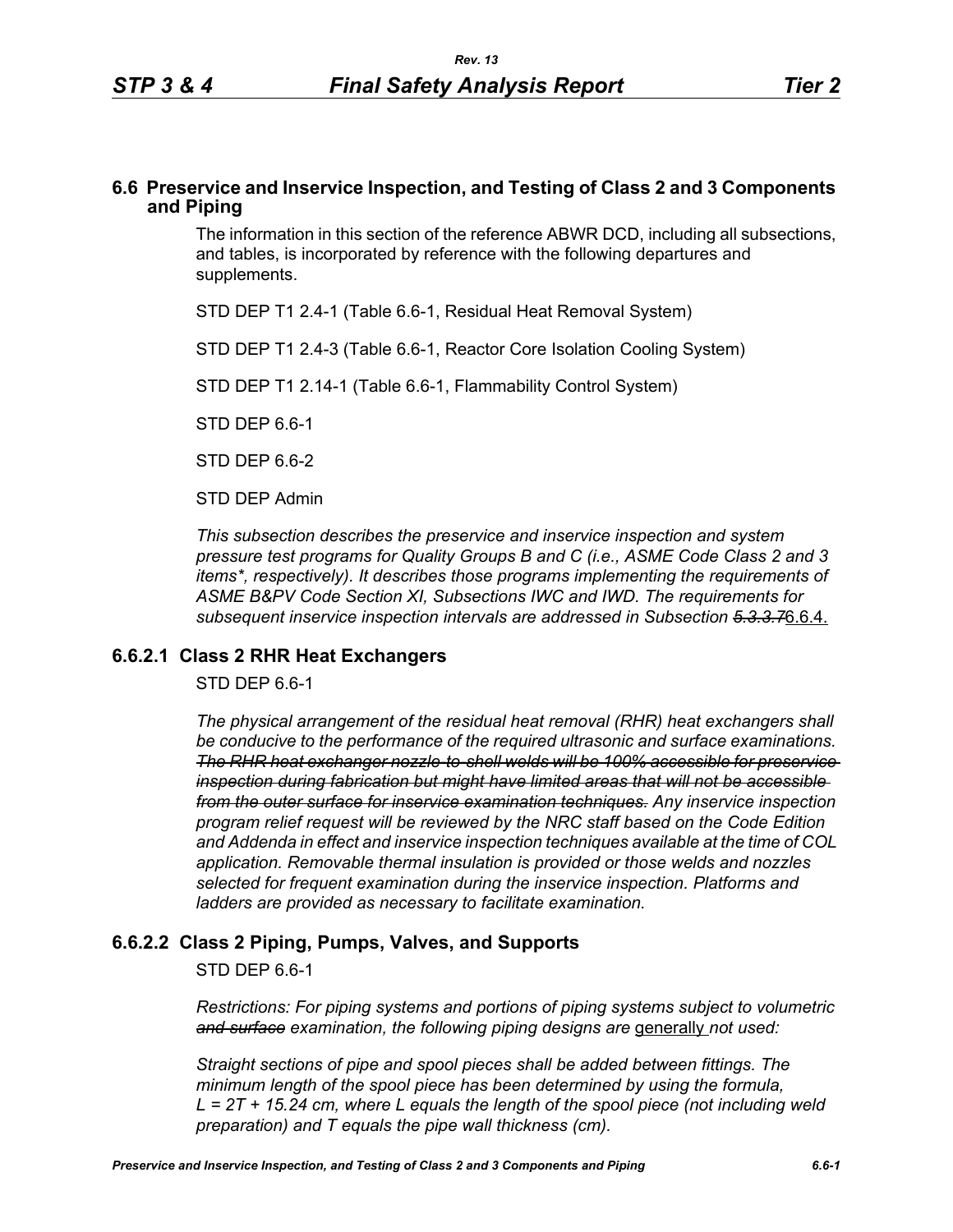## 6.6 Preservice and Inservice Inspection, and Testing of Class 2 and 3 Components and Piping

The information in this section of the reference ABWR DCD, including all subsections, and tables, is incorporated by reference with the following departures and supplements.

STD DEP T1 2.4-1 (Table 6.6-1, Residual Heat Removal System)

STD DEP T1 2.4-3 (Table 6.6-1, Reactor Core Isolation Cooling System)

STD DEP T1 2.14-1 (Table 6.6-1, Flammability Control System)

STD DEP 6.6-1

STD DEP 6.6-2

STD DEP Admin

*This subsection describes the preservice and inservice inspection and system pressure test programs for Quality Groups B and C (i.e., ASME Code Class 2 and 3 items*, respectively). It describes those programs implementing the requirements of ASME B&PV Code Section XI, Subsections IWC and IWD. The requirements for subsequent inservice inspection intervals are addressed in Subsection ~~5.3.3.7~~*6.6.4.

### 6.6.2.1 Class 2 RHR Heat Exchangers

STD DEP 6.6-1

*The physical arrangement of the residual heat removal (RHR) heat exchangers shall be conducive to the performance of the required ultrasonic and surface examinations. ~~The RHR heat exchanger nozzle-to-shell welds will be 100% accessible for preservice inspection during fabrication but might have limited areas that will not be accessible from the outer surface for inservice examination techniques.~~ Any inservice inspection program relief request will be reviewed by the NRC staff based on the Code Edition and Addenda in effect and inservice inspection techniques available at the time of COL application. Removable thermal insulation is provided or those welds and nozzles selected for frequent examination during the inservice inspection. Platforms and ladders are provided as necessary to facilitate examination.*

### 6.6.2.2 Class 2 Piping, Pumps, Valves, and Supports

STD DEP 6.6-1

*Restrictions: For piping systems and portions of piping systems subject to volumetric ~~and surface~~ examination, the following piping designs are* generally *not used:*

*Straight sections of pipe and spool pieces shall be added between fittings. The minimum length of the spool piece has been determined by using the formula, $L = 2T + 15.24$ cm, where L equals the length of the spool piece (not including weld preparation) and T equals the pipe wall thickness (cm).*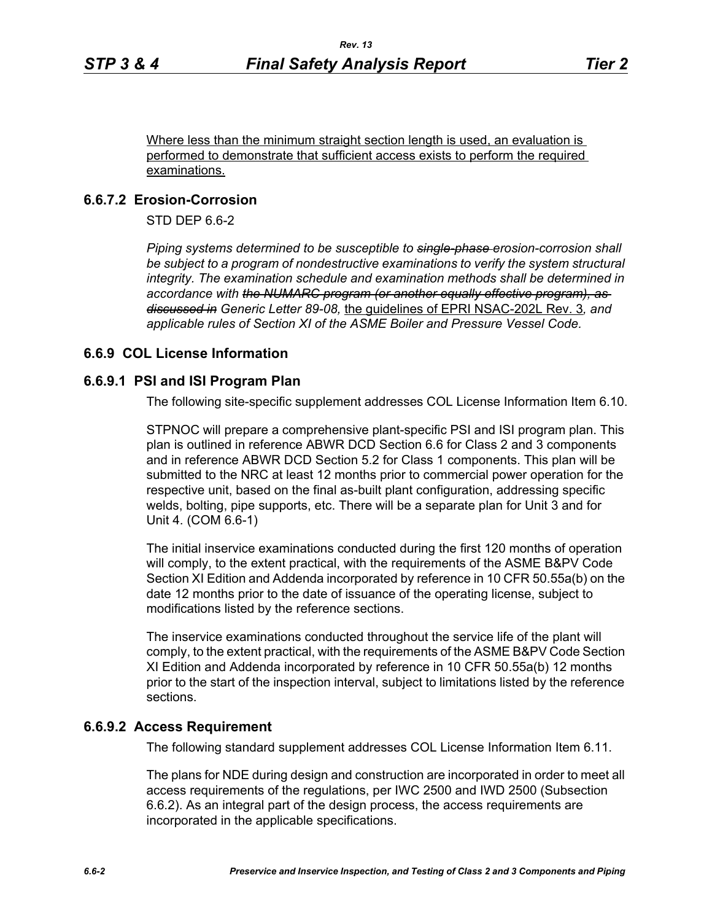Where less than the minimum straight section length is used, an evaluation is performed to demonstrate that sufficient access exists to perform the required examinations.

### 6.6.7.2 Erosion-Corrosion

STD DEP 6.6-2

*Piping systems determined to be susceptible to ~~single-phase~~ erosion-corrosion shall be subject to a program of nondestructive examinations to verify the system structural integrity. The examination schedule and examination methods shall be determined in accordance with ~~the NUMARC program (or another equally effective program), as discussed in~~ Generic Letter 89-08,* the guidelines of EPRI NSAC-202L Rev. 3*, and applicable rules of Section XI of the ASME Boiler and Pressure Vessel Code.*

## 6.6.9 COL License Information

### 6.6.9.1 PSI and ISI Program Plan

The following site-specific supplement addresses COL License Information Item 6.10.

STPNOC will prepare a comprehensive plant-specific PSI and ISI program plan. This plan is outlined in reference ABWR DCD Section 6.6 for Class 2 and 3 components and in reference ABWR DCD Section 5.2 for Class 1 components. This plan will be submitted to the NRC at least 12 months prior to commercial power operation for the respective unit, based on the final as-built plant configuration, addressing specific welds, bolting, pipe supports, etc. There will be a separate plan for Unit 3 and for Unit 4. (COM 6.6-1)

The initial inservice examinations conducted during the first 120 months of operation will comply, to the extent practical, with the requirements of the ASME B&PV Code Section XI Edition and Addenda incorporated by reference in 10 CFR 50.55a(b) on the date 12 months prior to the date of issuance of the operating license, subject to modifications listed by the reference sections.

The inservice examinations conducted throughout the service life of the plant will comply, to the extent practical, with the requirements of the ASME B&PV Code Section XI Edition and Addenda incorporated by reference in 10 CFR 50.55a(b) 12 months prior to the start of the inspection interval, subject to limitations listed by the reference sections.

### 6.6.9.2 Access Requirement

The following standard supplement addresses COL License Information Item 6.11.

The plans for NDE during design and construction are incorporated in order to meet all access requirements of the regulations, per IWC 2500 and IWD 2500 (Subsection 6.6.2). As an integral part of the design process, the access requirements are incorporated in the applicable specifications.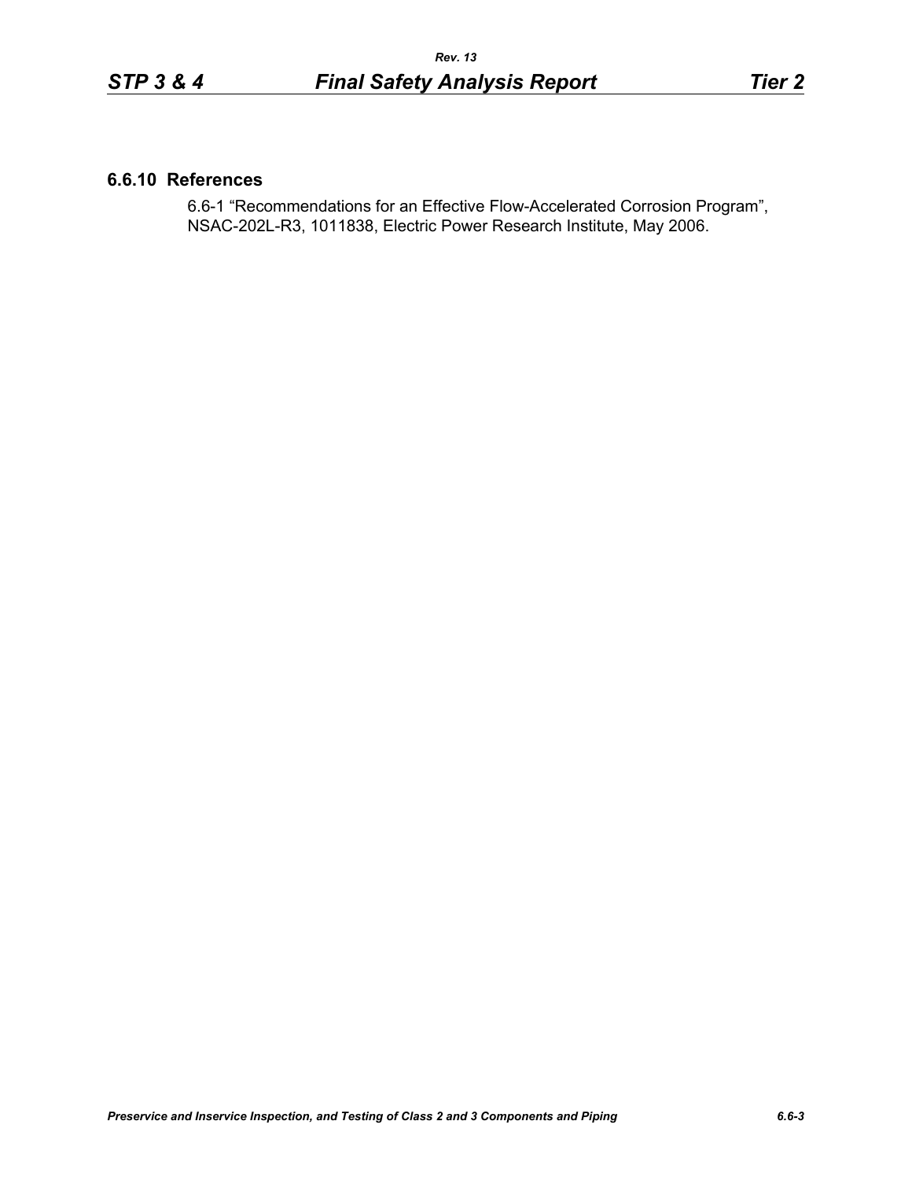## 6.6.10 References

6.6-1 “Recommendations for an Effective Flow-Accelerated Corrosion Program”, NSAC-202L-R3, 1011838, Electric Power Research Institute, May 2006.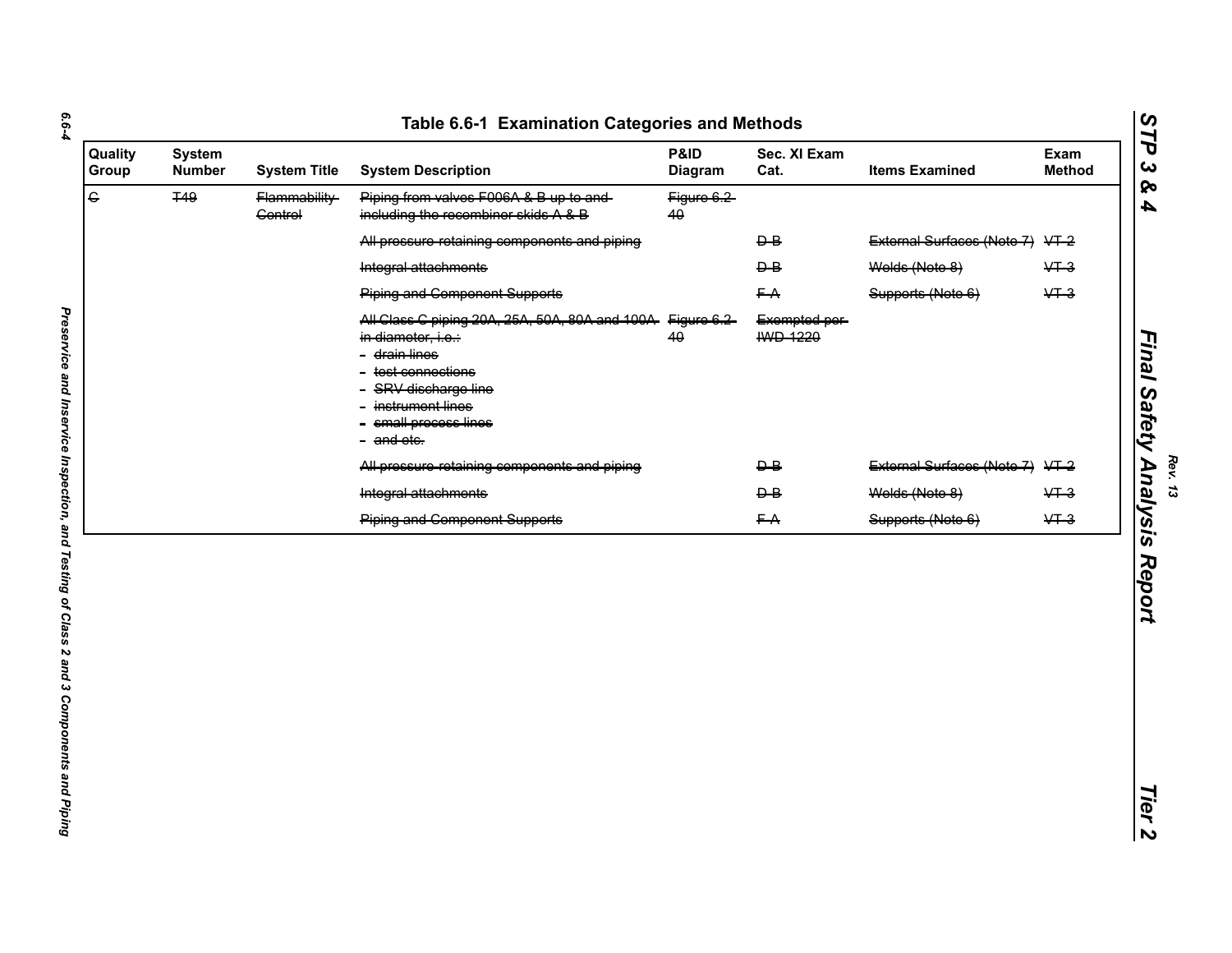## Table 6.6-1 Examination Categories and Methods

| Quality Group | System Number | System Title | System Description | P&ID Diagram | Sec. XI Exam Cat. | Items Examined | Exam Method |
|---|---|---|---|---|---|---|---|
| ~~C~~ | ~~T49~~ | ~~Flammability Control~~ | ~~Piping from valves F006A & B up to and including the recombiner skids A & B~~ | ~~Figure 6.2-40~~ | | | |
| | | | ~~All pressure-retaining components and piping~~ | | ~~D-B~~ | ~~External Surfaces (Note 7)~~ | ~~VT-2~~ |
| | | | ~~Integral attachments~~ | | ~~D-B~~ | ~~Welds (Note 8)~~ | ~~VT-3~~ |
| | | | ~~Piping and Component Supports~~ | | ~~F-A~~ | ~~Supports (Note 6)~~ | ~~VT-3~~ |
| | | | ~~All Class C piping 20A, 25A, 50A, 80A and 100A in diameter, i.e.:~~<br>~~- drain lines~~<br>~~- test connections~~<br>~~- SRV discharge line~~<br>~~- instrument lines~~<br>~~- small process lines~~<br>~~- and etc.~~ | ~~Figure 6.2-40~~ | ~~Exempted per IWD-1220~~ | | |
| | | | ~~All pressure-retaining components and piping~~ | | ~~D-B~~ | ~~External Surfaces (Note 7)~~ | ~~VT-2~~ |
| | | | ~~Integral attachments~~ | | ~~D-B~~ | ~~Welds (Note 8)~~ | ~~VT-3~~ |
| | | | ~~Piping and Component Supports~~ | | ~~F-A~~ | ~~Supports (Note 6)~~ | ~~VT-3~~ |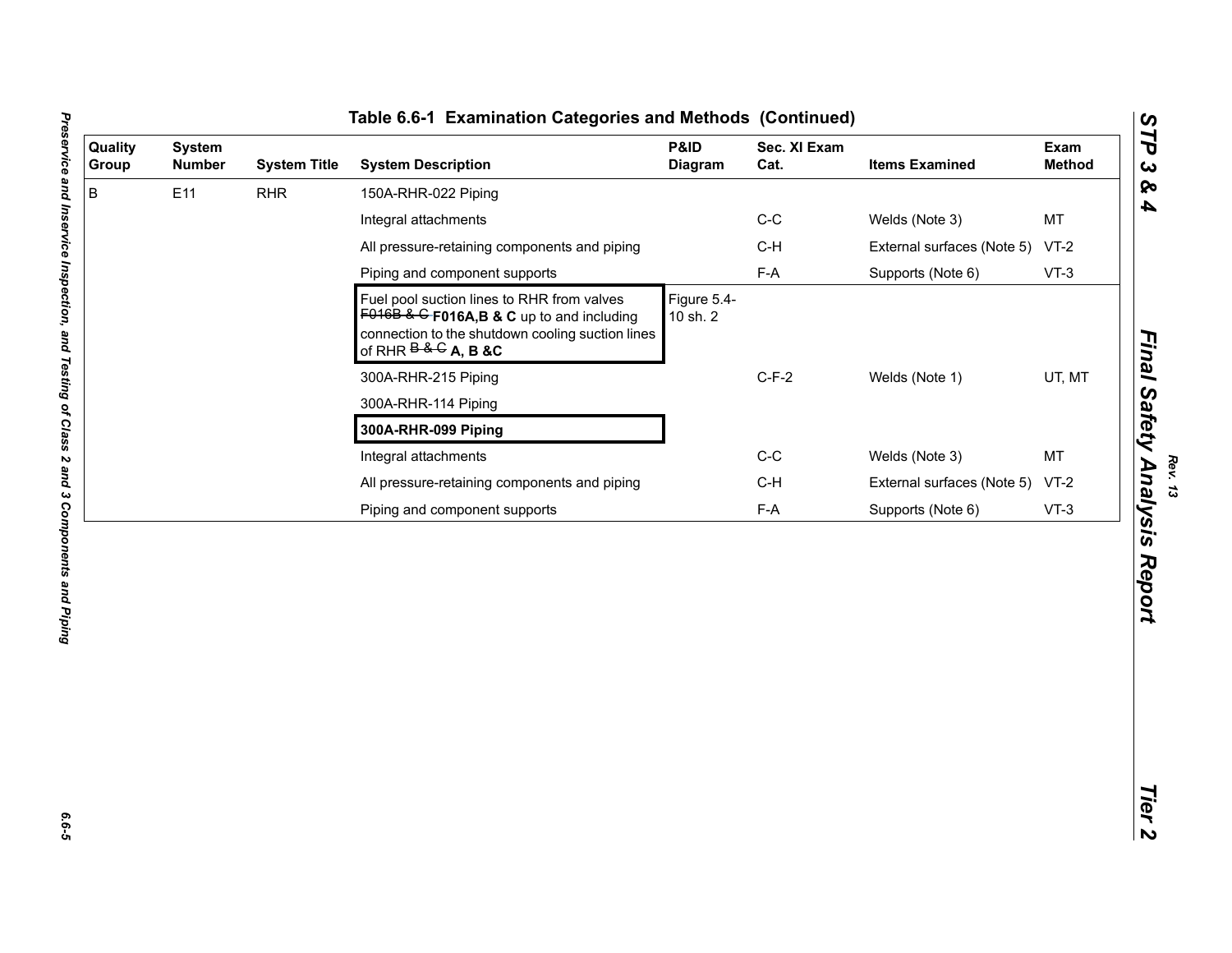## Table 6.6-1 Examination Categories and Methods (Continued)

| Quality Group | System Number | System Title | System Description | P&ID Diagram | Sec. XI Exam Cat. | Items Examined | Exam Method |
|---|---|---|---|---|---|---|---|
| B | E11 | RHR | 150A-RHR-022 Piping | | | | |
| | | | Integral attachments | | C-C | Welds (Note 3) | MT |
| | | | All pressure-retaining components and piping | | C-H | External surfaces (Note 5) | VT-2 |
| | | | Piping and component supports | | F-A | Supports (Note 6) | VT-3 |
| | | | Fuel pool suction lines to RHR from valves ~~F016B & C~~ **F016A,B & C** up to and including connection to the shutdown cooling suction lines of RHR ~~B & C~~ **A, B &C** | Figure 5.4-10 sh. 2 | | | |
| | | | 300A-RHR-215 Piping | | C-F-2 | Welds (Note 1) | UT, MT |
| | | | 300A-RHR-114 Piping | | | | |
| | | | **300A-RHR-099 Piping** | | | | |
| | | | Integral attachments | | C-C | Welds (Note 3) | MT |
| | | | All pressure-retaining components and piping | | C-H | External surfaces (Note 5) | VT-2 |
| | | | Piping and component supports | | F-A | Supports (Note 6) | VT-3 |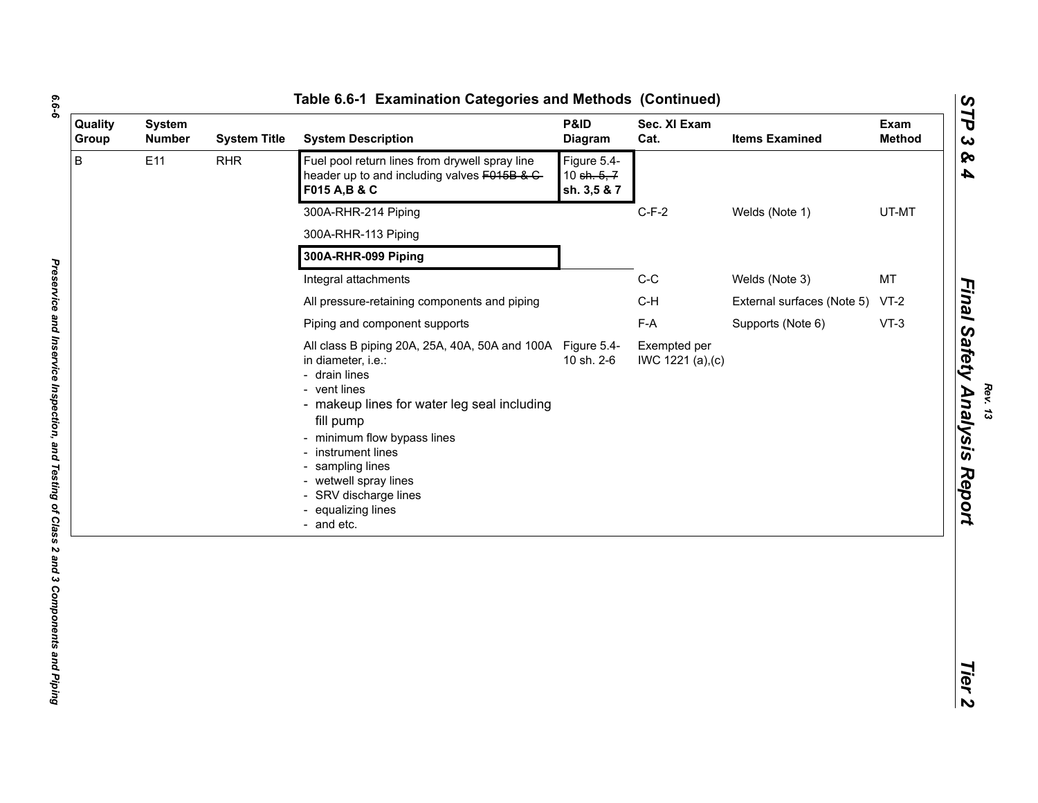## Table 6.6-1 Examination Categories and Methods (Continued)

| Quality Group | System Number | System Title | System Description | P&ID Diagram | Sec. XI Exam Cat. | Items Examined | Exam Method |
|---|---|---|---|---|---|---|---|
| B | E11 | RHR | Fuel pool return lines from drywell spray line header up to and including valves ~~F015B & C~~ **F015 A,B & C** | Figure 5.4-10 ~~sh. 5, 7~~ **sh. 3,5 & 7** | | | |
| | | | 300A-RHR-214 Piping | | C-F-2 | Welds (Note 1) | UT-MT |
| | | | 300A-RHR-113 Piping | | | | |
| | | | **300A-RHR-099 Piping** | | | | |
| | | | Integral attachments | | C-C | Welds (Note 3) | MT |
| | | | All pressure-retaining components and piping | | C-H | External surfaces (Note 5) | VT-2 |
| | | | Piping and component supports | | F-A | Supports (Note 6) | VT-3 |
| | | | All class B piping 20A, 25A, 40A, 50A and 100A in diameter, i.e.:<br>- drain lines<br>- vent lines<br>- makeup lines for water leg seal including fill pump<br>- minimum flow bypass lines<br>- instrument lines<br>- sampling lines<br>- wetwell spray lines<br>- SRV discharge lines<br>- equalizing lines<br>- and etc. | Figure 5.4-10 sh. 2-6 | Exempted per IWC 1221 (a),(c) | | |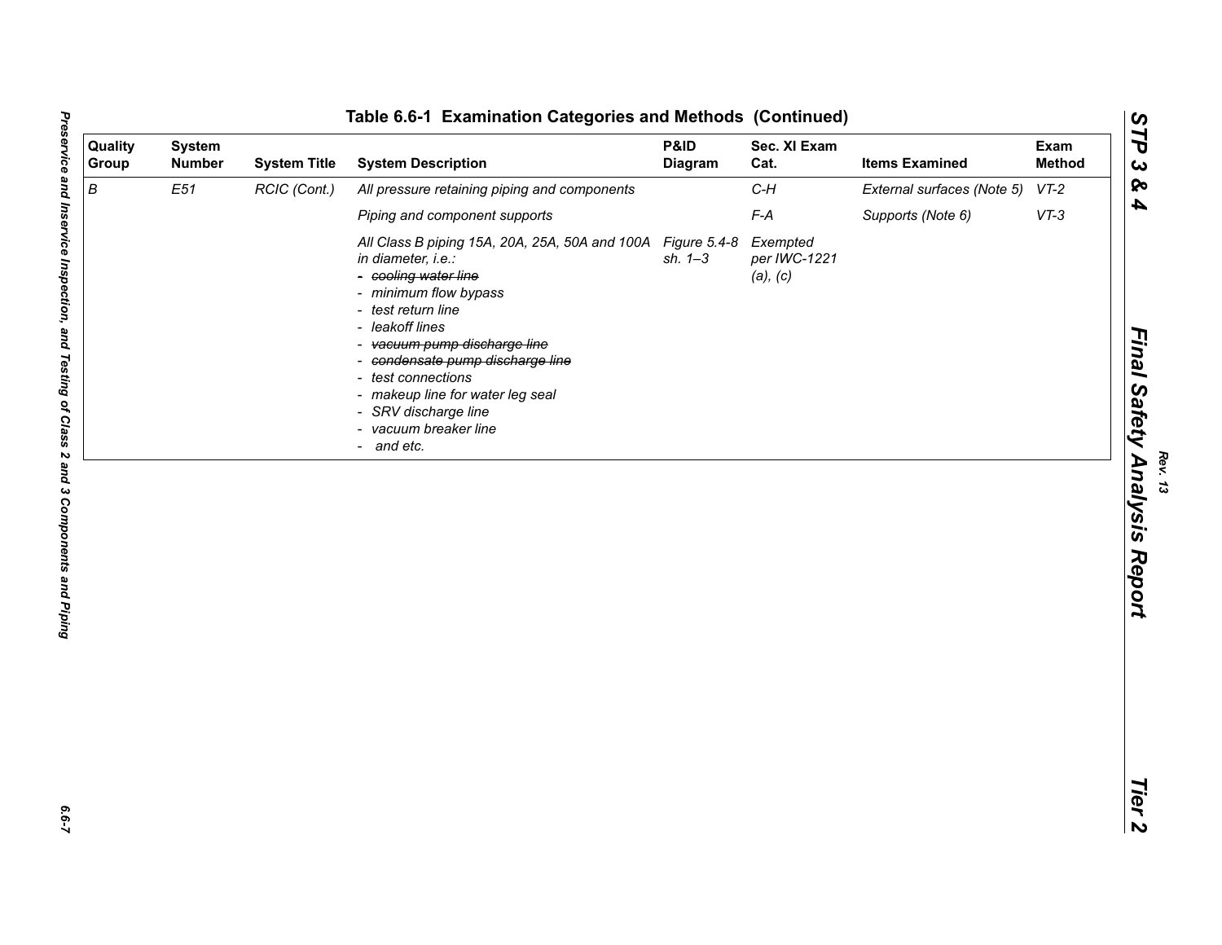# Table 6.6-1 Examination Categories and Methods (Continued)

| Quality Group | System Number | System Title | System Description | P&ID Diagram | Sec. XI Exam Cat. | Items Examined | Exam Method |
|---|---|---|---|---|---|---|---|
| *B* | *E51* | *RCIC (Cont.)* | *All pressure retaining piping and components* | | *C-H* | *External surfaces (Note 5)* | *VT-2* |
| | | | *Piping and component supports* | | *F-A* | *Supports (Note 6)* | *VT-3* |
| | | | *All Class B piping 15A, 20A, 25A, 50A and 100A in diameter, i.e.:*<br>*- ~~cooling water line~~*<br>*- minimum flow bypass*<br>*- test return line*<br>*- leakoff lines*<br>*- ~~vacuum pump discharge line~~*<br>*- ~~condensate pump discharge line~~*<br>*- test connections*<br>*- makeup line for water leg seal*<br>*- SRV discharge line*<br>*- vacuum breaker line*<br>*- and etc.* | *Figure 5.4-8 sh. 1–3* | *Exempted per IWC-1221 (a), (c)* | | |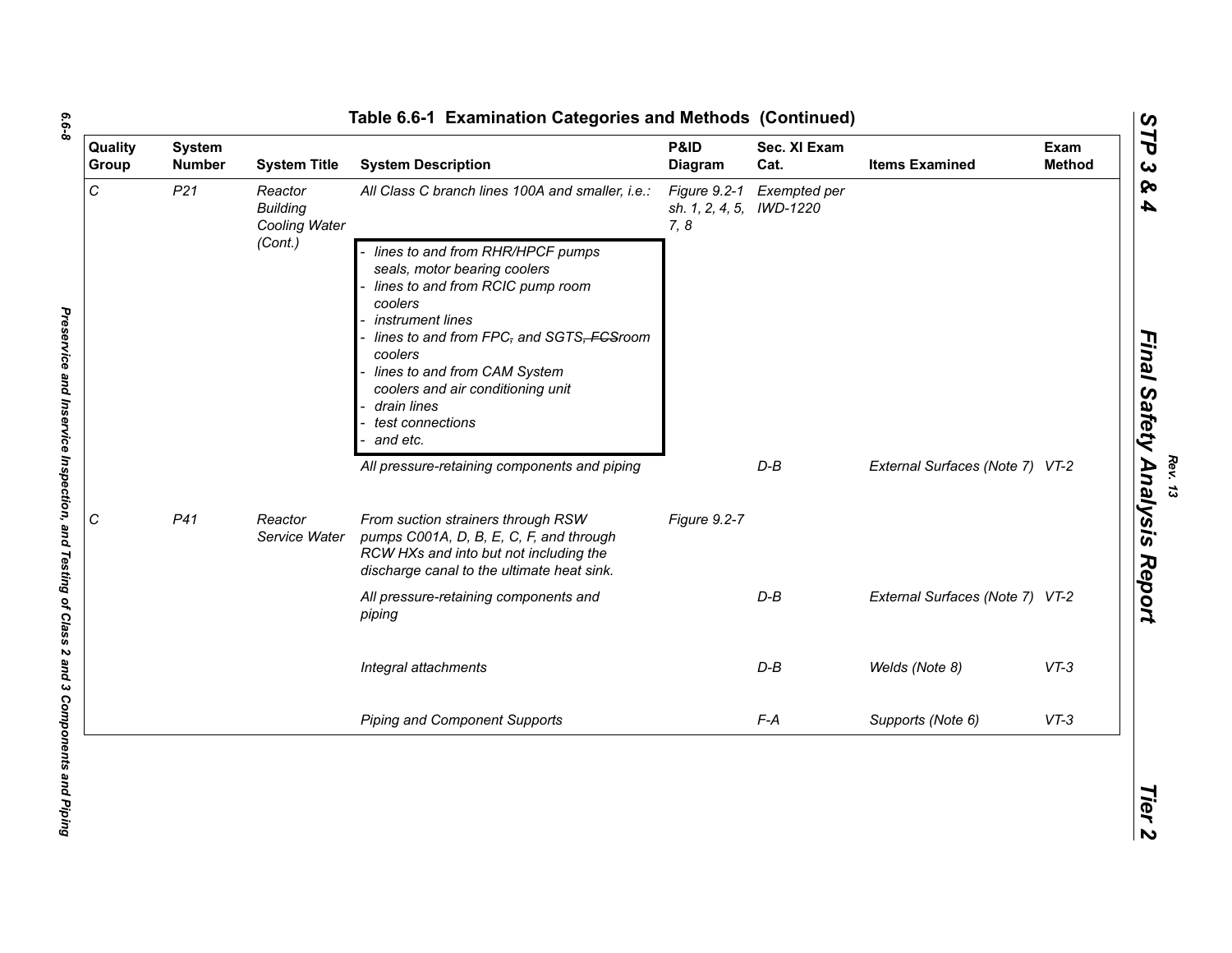## Table 6.6-1 Examination Categories and Methods (Continued)

| Quality Group | System Number | System Title | System Description | P&ID Diagram | Sec. XI Exam Cat. | Items Examined | Exam Method |
|---|---|---|---|---|---|---|---|
| C | P21 | Reactor Building Cooling Water (Cont.) | All Class C branch lines 100A and smaller, i.e.: | Figure 9.2-1 sh. 1, 2, 4, 5, 7, 8 | Exempted per IWD-1220 | | |
| | | | - lines to and from RHR/HPCF pumps seals, motor bearing coolers<br>- lines to and from RCIC pump room coolers<br>- instrument lines<br>- lines to and from FPC, and SGTS, ~~FCS~~room coolers<br>- lines to and from CAM System coolers and air conditioning unit<br>- drain lines<br>- test connections<br>- and etc. | | | | |
| | | | All pressure-retaining components and piping | | D-B | External Surfaces (Note 7) | VT-2 |
| C | P41 | Reactor Service Water | From suction strainers through RSW pumps C001A, D, B, E, C, F, and through RCW HXs and into but not including the discharge canal to the ultimate heat sink. | Figure 9.2-7 | | | |
| | | | All pressure-retaining components and piping | | D-B | External Surfaces (Note 7) | VT-2 |
| | | | Integral attachments | | D-B | Welds (Note 8) | VT-3 |
| | | | Piping and Component Supports | | F-A | Supports (Note 6) | VT-3 |